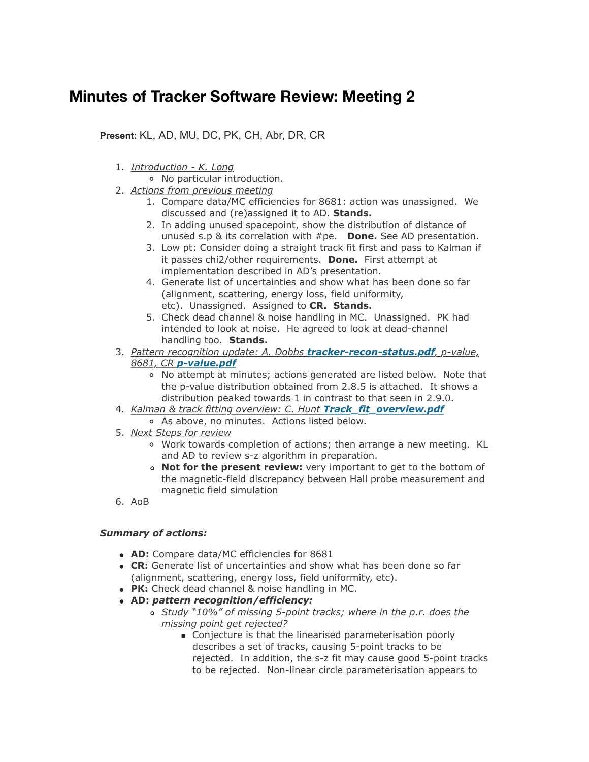# Minutes of Tracker Software Review: Meeting 2

**Present:** KL, AD, MU, DC, PK, CH, Abr, DR, CR

1. *Introduction - K. Long*
   - No particular introduction.
2. *Actions from previous meeting*
   1. Compare data/MC efficiencies for 8681: action was unassigned. We discussed and (re)assigned it to AD. **Stands.**
   2. In adding unused spacepoint, show the distribution of distance of unused s.p & its correlation with #pe. **Done.** See AD presentation.
   3. Low pt: Consider doing a straight track fit first and pass to Kalman if it passes chi2/other requirements. **Done.** First attempt at implementation described in AD's presentation.
   4. Generate list of uncertainties and show what has been done so far (alignment, scattering, energy loss, field uniformity, etc). Unassigned. Assigned to **CR. Stands.**
   5. Check dead channel & noise handling in MC. Unassigned. PK had intended to look at noise. He agreed to look at dead-channel handling too. **Stands.**
3. *Pattern recognition update: A. Dobbs* ***tracker-recon-status.pdf****, p-value, 8681, CR* ***p-value.pdf***
   - No attempt at minutes; actions generated are listed below. Note that the p-value distribution obtained from 2.8.5 is attached. It shows a distribution peaked towards 1 in contrast to that seen in 2.9.0.
4. *Kalman & track fitting overview: C. Hunt* ***Track_fit_overview.pdf***
   - As above, no minutes. Actions listed below.
5. *Next Steps for review*
   - Work towards completion of actions; then arrange a new meeting. KL and AD to review s-z algorithm in preparation.
   - **Not for the present review:** very important to get to the bottom of the magnetic-field discrepancy between Hall probe measurement and magnetic field simulation
6. AoB

***Summary of actions:***

- **AD:** Compare data/MC efficiencies for 8681
- **CR:** Generate list of uncertainties and show what has been done so far (alignment, scattering, energy loss, field uniformity, etc).
- **PK:** Check dead channel & noise handling in MC.
- **AD:** ***pattern recognition/efficiency:***
  - *Study "10%" of missing 5-point tracks; where in the p.r. does the missing point get rejected?*
    - Conjecture is that the linearised parameterisation poorly describes a set of tracks, causing 5-point tracks to be rejected. In addition, the s-z fit may cause good 5-point tracks to be rejected. Non-linear circle parameterisation appears to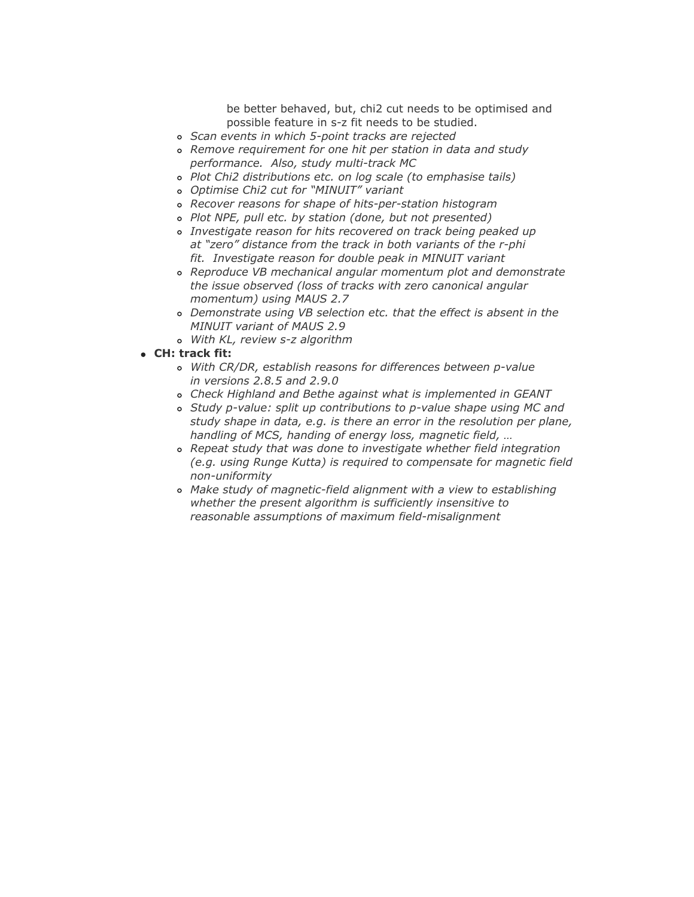be better behaved, but, chi2 cut needs to be optimised and possible feature in s-z fit needs to be studied.

  - *Scan events in which 5-point tracks are rejected*
  - *Remove requirement for one hit per station in data and study performance. Also, study multi-track MC*
  - *Plot Chi2 distributions etc. on log scale (to emphasise tails)*
  - *Optimise Chi2 cut for "MINUIT" variant*
  - *Recover reasons for shape of hits-per-station histogram*
  - *Plot NPE, pull etc. by station (done, but not presented)*
  - *Investigate reason for hits recovered on track being peaked up at "zero" distance from the track in both variants of the r-phi fit. Investigate reason for double peak in MINUIT variant*
  - *Reproduce VB mechanical angular momentum plot and demonstrate the issue observed (loss of tracks with zero canonical angular momentum) using MAUS 2.7*
  - *Demonstrate using VB selection etc. that the effect is absent in the MINUIT variant of MAUS 2.9*
  - *With KL, review s-z algorithm*
- **CH: track fit:**
  - *With CR/DR, establish reasons for differences between p-value in versions 2.8.5 and 2.9.0*
  - *Check Highland and Bethe against what is implemented in GEANT*
  - *Study p-value: split up contributions to p-value shape using MC and study shape in data, e.g. is there an error in the resolution per plane, handling of MCS, handing of energy loss, magnetic field, …*
  - *Repeat study that was done to investigate whether field integration (e.g. using Runge Kutta) is required to compensate for magnetic field non-uniformity*
  - *Make study of magnetic-field alignment with a view to establishing whether the present algorithm is sufficiently insensitive to reasonable assumptions of maximum field-misalignment*